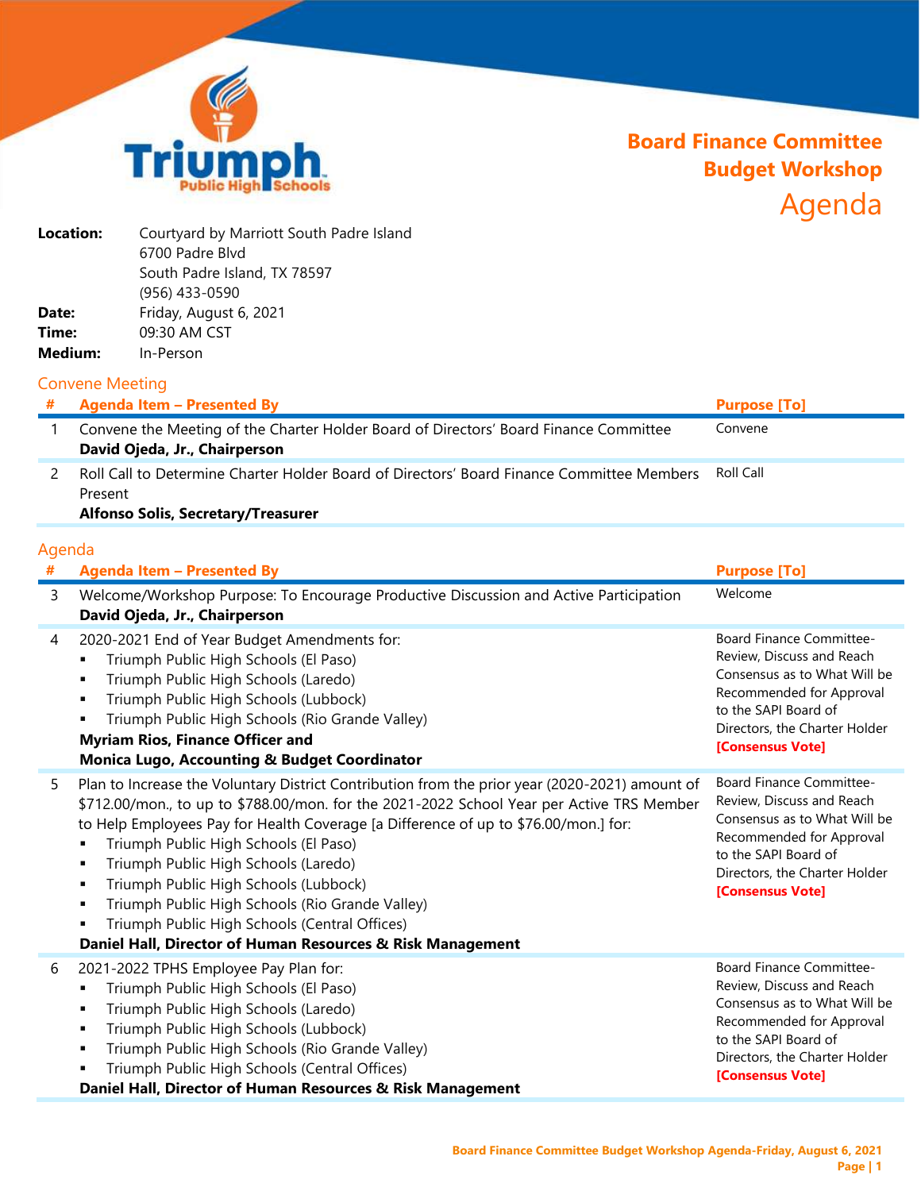# Board Finance Committee Budget Workshop Agenda

**Location:** Courtyard by Marriott South Padre Island
6700 Padre Blvd
South Padre Island, TX 78597
(956) 433-0590

**Date:** Friday, August 6, 2021

**Time:** 09:30 AM CST

**Medium:** In-Person

## Convene Meeting

| # | Agenda Item – Presented By | Purpose [To] |
|---|---|---|
| 1 | Convene the Meeting of the Charter Holder Board of Directors' Board Finance Committee<br>**David Ojeda, Jr., Chairperson** | Convene |
| 2 | Roll Call to Determine Charter Holder Board of Directors' Board Finance Committee Members Present<br>**Alfonso Solis, Secretary/Treasurer** | Roll Call |

## Agenda

| # | Agenda Item – Presented By | Purpose [To] |
|---|---|---|
| 3 | Welcome/Workshop Purpose: To Encourage Productive Discussion and Active Participation<br>**David Ojeda, Jr., Chairperson** | Welcome |
| 4 | 2020-2021 End of Year Budget Amendments for:<br>▪ Triumph Public High Schools (El Paso)<br>▪ Triumph Public High Schools (Laredo)<br>▪ Triumph Public High Schools (Lubbock)<br>▪ Triumph Public High Schools (Rio Grande Valley)<br>**Myriam Rios, Finance Officer and**<br>**Monica Lugo, Accounting & Budget Coordinator** | Board Finance Committee-Review, Discuss and Reach Consensus as to What Will be Recommended for Approval to the SAPI Board of Directors, the Charter Holder **[Consensus Vote]** |
| 5 | Plan to Increase the Voluntary District Contribution from the prior year (2020-2021) amount of $712.00/mon., to up to $788.00/mon. for the 2021-2022 School Year per Active TRS Member to Help Employees Pay for Health Coverage [a Difference of up to $76.00/mon.] for:<br>▪ Triumph Public High Schools (El Paso)<br>▪ Triumph Public High Schools (Laredo)<br>▪ Triumph Public High Schools (Lubbock)<br>▪ Triumph Public High Schools (Rio Grande Valley)<br>▪ Triumph Public High Schools (Central Offices)<br>**Daniel Hall, Director of Human Resources & Risk Management** | Board Finance Committee-Review, Discuss and Reach Consensus as to What Will be Recommended for Approval to the SAPI Board of Directors, the Charter Holder **[Consensus Vote]** |
| 6 | 2021-2022 TPHS Employee Pay Plan for:<br>▪ Triumph Public High Schools (El Paso)<br>▪ Triumph Public High Schools (Laredo)<br>▪ Triumph Public High Schools (Lubbock)<br>▪ Triumph Public High Schools (Rio Grande Valley)<br>▪ Triumph Public High Schools (Central Offices)<br>**Daniel Hall, Director of Human Resources & Risk Management** | Board Finance Committee-Review, Discuss and Reach Consensus as to What Will be Recommended for Approval to the SAPI Board of Directors, the Charter Holder **[Consensus Vote]** |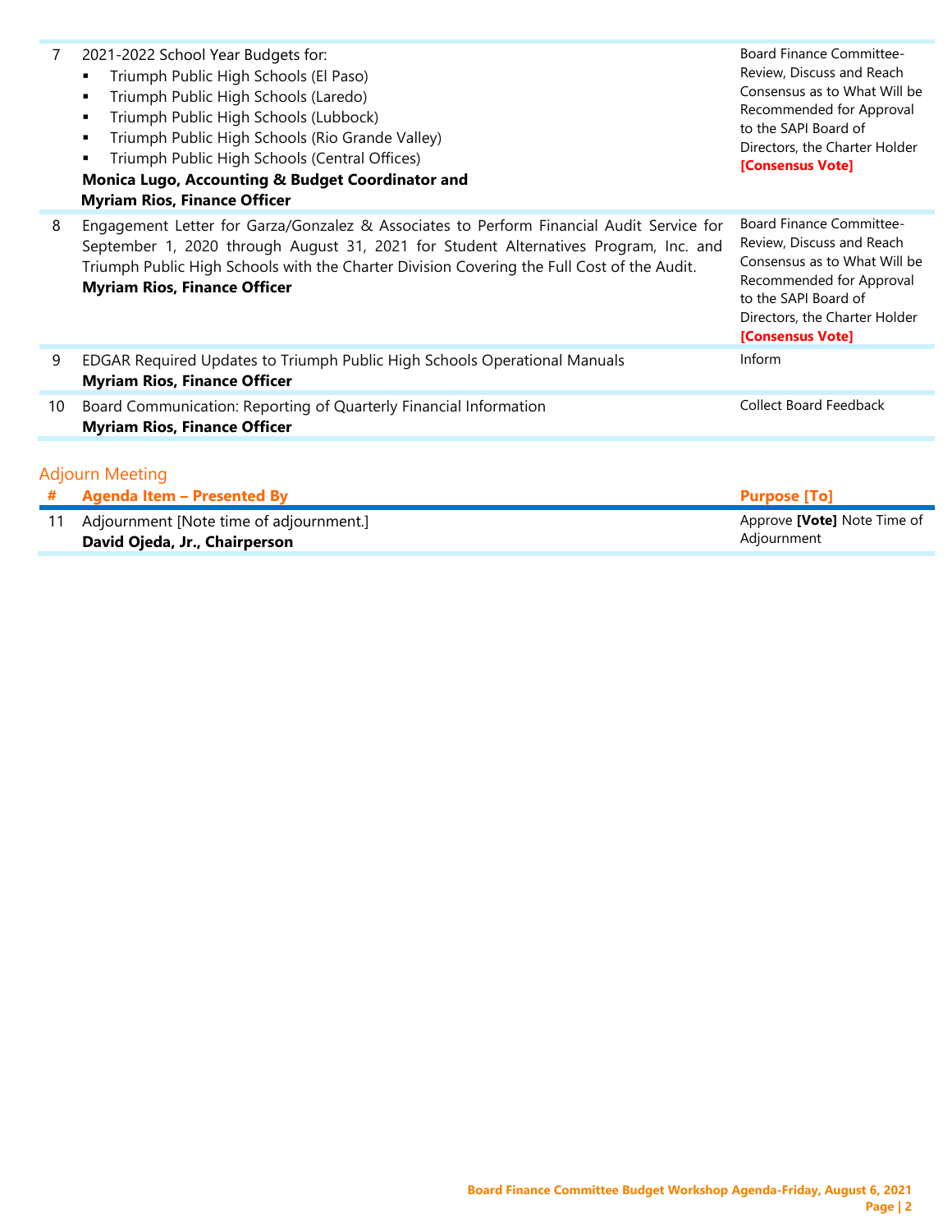| | | |
|---|---|---|
| 7 | 2021-2022 School Year Budgets for:<br>▪ Triumph Public High Schools (El Paso)<br>▪ Triumph Public High Schools (Laredo)<br>▪ Triumph Public High Schools (Lubbock)<br>▪ Triumph Public High Schools (Rio Grande Valley)<br>▪ Triumph Public High Schools (Central Offices)<br>**Monica Lugo, Accounting & Budget Coordinator and Myriam Rios, Finance Officer** | Board Finance Committee-Review, Discuss and Reach Consensus as to What Will be Recommended for Approval to the SAPI Board of Directors, the Charter Holder **[Consensus Vote]** |
| 8 | Engagement Letter for Garza/Gonzalez & Associates to Perform Financial Audit Service for September 1, 2020 through August 31, 2021 for Student Alternatives Program, Inc. and Triumph Public High Schools with the Charter Division Covering the Full Cost of the Audit.<br>**Myriam Rios, Finance Officer** | Board Finance Committee-Review, Discuss and Reach Consensus as to What Will be Recommended for Approval to the SAPI Board of Directors, the Charter Holder **[Consensus Vote]** |
| 9 | EDGAR Required Updates to Triumph Public High Schools Operational Manuals<br>**Myriam Rios, Finance Officer** | Inform |
| 10 | Board Communication: Reporting of Quarterly Financial Information<br>**Myriam Rios, Finance Officer** | Collect Board Feedback |

## Adjourn Meeting

| # | Agenda Item – Presented By | Purpose [To] |
|---|---|---|
| 11 | Adjournment [Note time of adjournment.]<br>**David Ojeda, Jr., Chairperson** | Approve **[Vote]** Note Time of Adjournment |